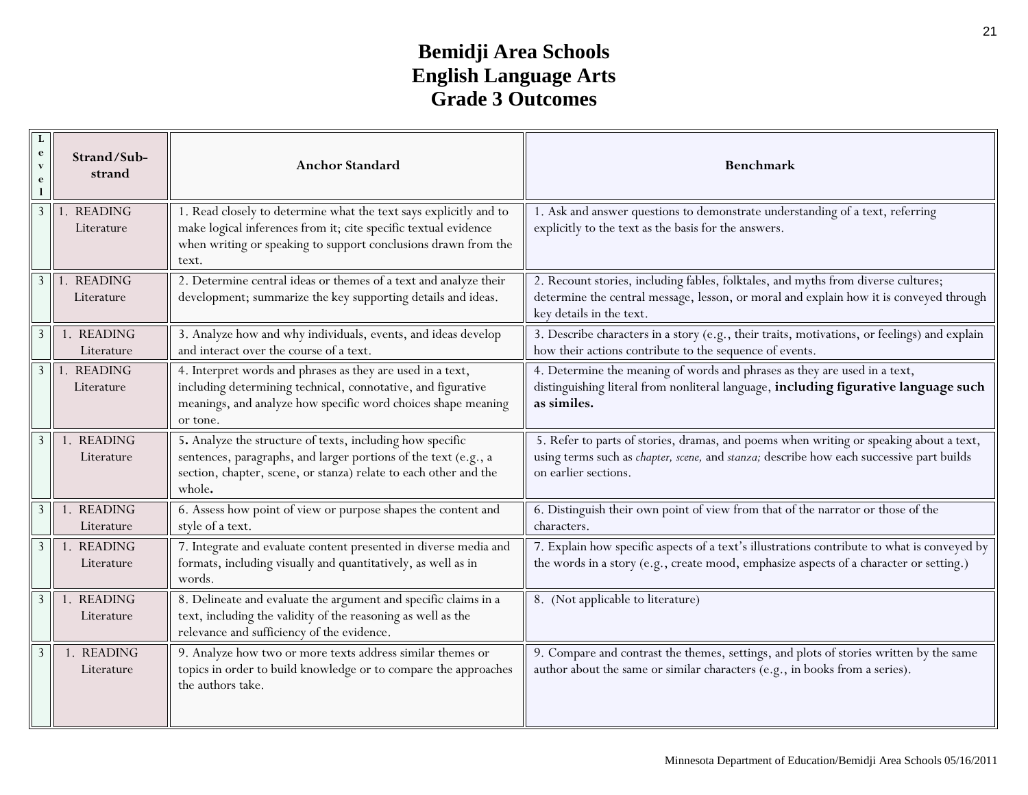# Bemidji Area Schools
# English Language Arts
# Grade 3 Outcomes

| Level | Strand/Sub-strand | Anchor Standard | Benchmark |
|---|---|---|---|
| 3 | 1. READING Literature | 1. Read closely to determine what the text says explicitly and to make logical inferences from it; cite specific textual evidence when writing or speaking to support conclusions drawn from the text. | 1. Ask and answer questions to demonstrate understanding of a text, referring explicitly to the text as the basis for the answers. |
| 3 | 1. READING Literature | 2. Determine central ideas or themes of a text and analyze their development; summarize the key supporting details and ideas. | 2. Recount stories, including fables, folktales, and myths from diverse cultures; determine the central message, lesson, or moral and explain how it is conveyed through key details in the text. |
| 3 | 1. READING Literature | 3. Analyze how and why individuals, events, and ideas develop and interact over the course of a text. | 3. Describe characters in a story (e.g., their traits, motivations, or feelings) and explain how their actions contribute to the sequence of events. |
| 3 | 1. READING Literature | 4. Interpret words and phrases as they are used in a text, including determining technical, connotative, and figurative meanings, and analyze how specific word choices shape meaning or tone. | 4. Determine the meaning of words and phrases as they are used in a text, distinguishing literal from nonliteral language, **including figurative language such as similes.** |
| 3 | 1. READING Literature | 5. Analyze the structure of texts, including how specific sentences, paragraphs, and larger portions of the text (e.g., a section, chapter, scene, or stanza) relate to each other and the whole. | 5. Refer to parts of stories, dramas, and poems when writing or speaking about a text, using terms such as *chapter, scene,* and *stanza;* describe how each successive part builds on earlier sections. |
| 3 | 1. READING Literature | 6. Assess how point of view or purpose shapes the content and style of a text. | 6. Distinguish their own point of view from that of the narrator or those of the characters. |
| 3 | 1. READING Literature | 7. Integrate and evaluate content presented in diverse media and formats, including visually and quantitatively, as well as in words. | 7. Explain how specific aspects of a text's illustrations contribute to what is conveyed by the words in a story (e.g., create mood, emphasize aspects of a character or setting.) |
| 3 | 1. READING Literature | 8. Delineate and evaluate the argument and specific claims in a text, including the validity of the reasoning as well as the relevance and sufficiency of the evidence. | 8. (Not applicable to literature) |
| 3 | 1. READING Literature | 9. Analyze how two or more texts address similar themes or topics in order to build knowledge or to compare the approaches the authors take. | 9. Compare and contrast the themes, settings, and plots of stories written by the same author about the same or similar characters (e.g., in books from a series). |

Minnesota Department of Education/Bemidji Area Schools 05/16/2011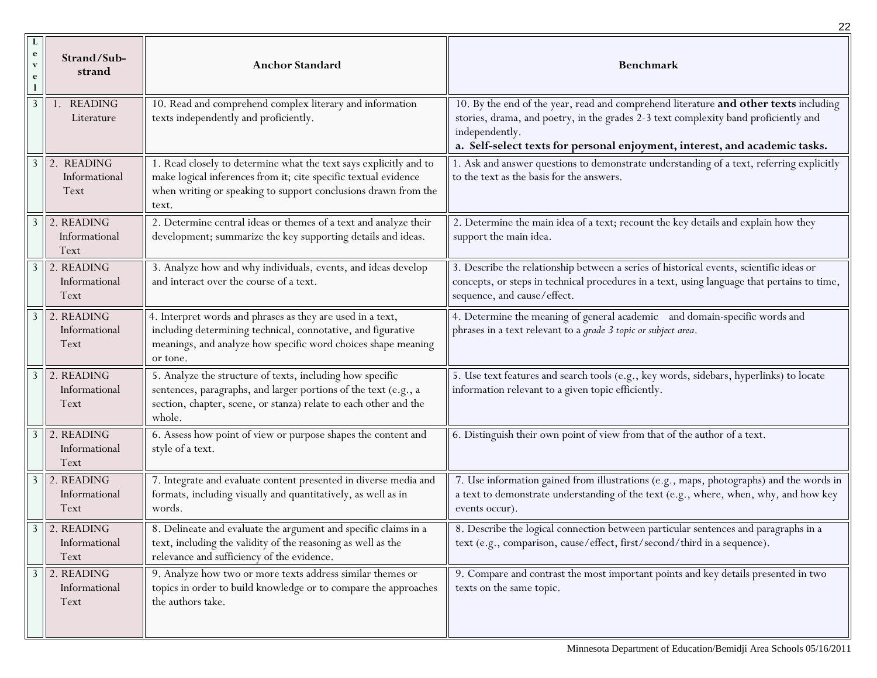| Level | Strand/Sub-strand | Anchor Standard | Benchmark |
|---|---|---|---|
| 3 | 1. READING Literature | 10. Read and comprehend complex literary and information texts independently and proficiently. | 10. By the end of the year, read and comprehend literature **and other texts** including stories, drama, and poetry, in the grades 2-3 text complexity band proficiently and independently. **a. Self-select texts for personal enjoyment, interest, and academic tasks.** |
| 3 | 2. READING Informational Text | 1. Read closely to determine what the text says explicitly and to make logical inferences from it; cite specific textual evidence when writing or speaking to support conclusions drawn from the text. | 1. Ask and answer questions to demonstrate understanding of a text, referring explicitly to the text as the basis for the answers. |
| 3 | 2. READING Informational Text | 2. Determine central ideas or themes of a text and analyze their development; summarize the key supporting details and ideas. | 2. Determine the main idea of a text; recount the key details and explain how they support the main idea. |
| 3 | 2. READING Informational Text | 3. Analyze how and why individuals, events, and ideas develop and interact over the course of a text. | 3. Describe the relationship between a series of historical events, scientific ideas or concepts, or steps in technical procedures in a text, using language that pertains to time, sequence, and cause/effect. |
| 3 | 2. READING Informational Text | 4. Interpret words and phrases as they are used in a text, including determining technical, connotative, and figurative meanings, and analyze how specific word choices shape meaning or tone. | 4. Determine the meaning of general academic and domain-specific words and phrases in a text relevant to a *grade 3 topic or subject area*. |
| 3 | 2. READING Informational Text | 5. Analyze the structure of texts, including how specific sentences, paragraphs, and larger portions of the text (e.g., a section, chapter, scene, or stanza) relate to each other and the whole. | 5. Use text features and search tools (e.g., key words, sidebars, hyperlinks) to locate information relevant to a given topic efficiently. |
| 3 | 2. READING Informational Text | 6. Assess how point of view or purpose shapes the content and style of a text. | 6. Distinguish their own point of view from that of the author of a text. |
| 3 | 2. READING Informational Text | 7. Integrate and evaluate content presented in diverse media and formats, including visually and quantitatively, as well as in words. | 7. Use information gained from illustrations (e.g., maps, photographs) and the words in a text to demonstrate understanding of the text (e.g., where, when, why, and how key events occur). |
| 3 | 2. READING Informational Text | 8. Delineate and evaluate the argument and specific claims in a text, including the validity of the reasoning as well as the relevance and sufficiency of the evidence. | 8. Describe the logical connection between particular sentences and paragraphs in a text (e.g., comparison, cause/effect, first/second/third in a sequence). |
| 3 | 2. READING Informational Text | 9. Analyze how two or more texts address similar themes or topics in order to build knowledge or to compare the approaches the authors take. | 9. Compare and contrast the most important points and key details presented in two texts on the same topic. |

Minnesota Department of Education/Bemidji Area Schools 05/16/2011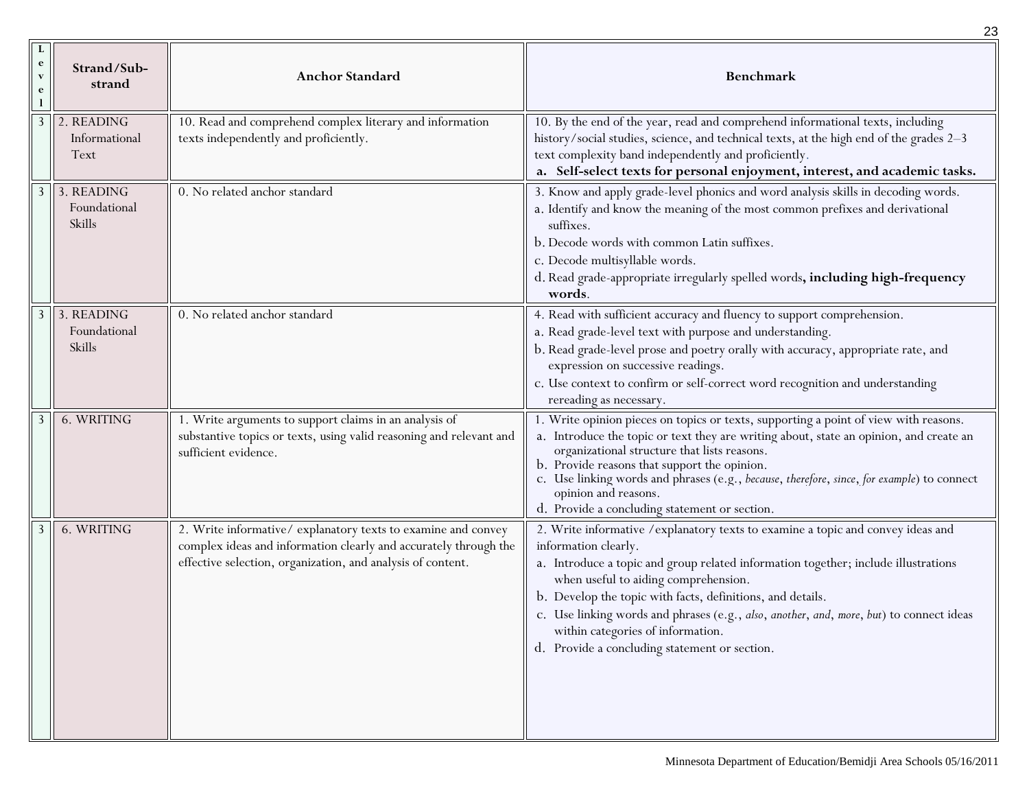| Level | Strand/Sub-strand | Anchor Standard | Benchmark |
|---|---|---|---|
| 3 | 2. READING Informational Text | 10. Read and comprehend complex literary and information texts independently and proficiently. | 10. By the end of the year, read and comprehend informational texts, including history/social studies, science, and technical texts, at the high end of the grades 2–3 text complexity band independently and proficiently. <br> **a. Self-select texts for personal enjoyment, interest, and academic tasks.** |
| 3 | 3. READING Foundational Skills | 0. No related anchor standard | 3. Know and apply grade-level phonics and word analysis skills in decoding words. <br> a. Identify and know the meaning of the most common prefixes and derivational suffixes. <br> b. Decode words with common Latin suffixes. <br> c. Decode multisyllable words. <br> d. Read grade-appropriate irregularly spelled words**, including high-frequency words**. |
| 3 | 3. READING Foundational Skills | 0. No related anchor standard | 4. Read with sufficient accuracy and fluency to support comprehension. <br> a. Read grade-level text with purpose and understanding. <br> b. Read grade-level prose and poetry orally with accuracy, appropriate rate, and expression on successive readings. <br> c. Use context to confirm or self-correct word recognition and understanding rereading as necessary. |
| 3 | 6. WRITING | 1. Write arguments to support claims in an analysis of substantive topics or texts, using valid reasoning and relevant and sufficient evidence. | 1. Write opinion pieces on topics or texts, supporting a point of view with reasons. <br> a. Introduce the topic or text they are writing about, state an opinion, and create an organizational structure that lists reasons. <br> b. Provide reasons that support the opinion. <br> c. Use linking words and phrases (e.g., *because*, *therefore*, *since*, *for example*) to connect opinion and reasons. <br> d. Provide a concluding statement or section. |
| 3 | 6. WRITING | 2. Write informative/ explanatory texts to examine and convey complex ideas and information clearly and accurately through the effective selection, organization, and analysis of content. | 2. Write informative /explanatory texts to examine a topic and convey ideas and information clearly. <br> a. Introduce a topic and group related information together; include illustrations when useful to aiding comprehension. <br> b. Develop the topic with facts, definitions, and details. <br> c. Use linking words and phrases (e.g., *also*, *another*, *and*, *more*, *but*) to connect ideas within categories of information. <br> d. Provide a concluding statement or section. |

Minnesota Department of Education/Bemidji Area Schools 05/16/2011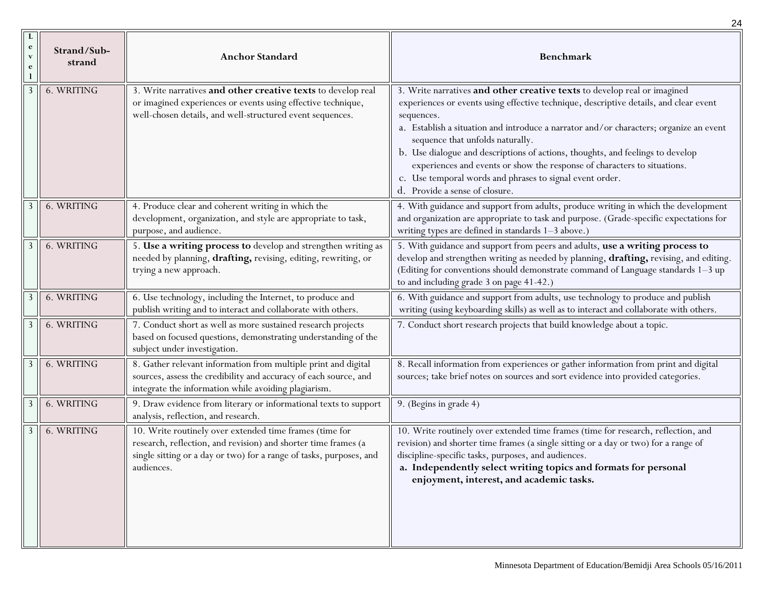| Level | Strand/Sub-strand | Anchor Standard | Benchmark |
|---|---|---|---|
| 3 | 6. WRITING | 3. Write narratives **and other creative texts** to develop real or imagined experiences or events using effective technique, well-chosen details, and well-structured event sequences. | 3. Write narratives **and other creative texts** to develop real or imagined experiences or events using effective technique, descriptive details, and clear event sequences.<br>a. Establish a situation and introduce a narrator and/or characters; organize an event sequence that unfolds naturally.<br>b. Use dialogue and descriptions of actions, thoughts, and feelings to develop experiences and events or show the response of characters to situations.<br>c. Use temporal words and phrases to signal event order.<br>d. Provide a sense of closure. |
| 3 | 6. WRITING | 4. Produce clear and coherent writing in which the development, organization, and style are appropriate to task, purpose, and audience. | 4. With guidance and support from adults, produce writing in which the development and organization are appropriate to task and purpose. (Grade-specific expectations for writing types are defined in standards 1–3 above.) |
| 3 | 6. WRITING | 5. **Use a writing process to** develop and strengthen writing as needed by planning, **drafting,** revising, editing, rewriting, or trying a new approach. | 5. With guidance and support from peers and adults, **use a writing process to** develop and strengthen writing as needed by planning, **drafting,** revising, and editing. (Editing for conventions should demonstrate command of Language standards 1–3 up to and including grade 3 on page 41-42.) |
| 3 | 6. WRITING | 6. Use technology, including the Internet, to produce and publish writing and to interact and collaborate with others. | 6. With guidance and support from adults, use technology to produce and publish writing (using keyboarding skills) as well as to interact and collaborate with others. |
| 3 | 6. WRITING | 7. Conduct short as well as more sustained research projects based on focused questions, demonstrating understanding of the subject under investigation. | 7. Conduct short research projects that build knowledge about a topic. |
| 3 | 6. WRITING | 8. Gather relevant information from multiple print and digital sources, assess the credibility and accuracy of each source, and integrate the information while avoiding plagiarism. | 8. Recall information from experiences or gather information from print and digital sources; take brief notes on sources and sort evidence into provided categories. |
| 3 | 6. WRITING | 9. Draw evidence from literary or informational texts to support analysis, reflection, and research. | 9. (Begins in grade 4) |
| 3 | 6. WRITING | 10. Write routinely over extended time frames (time for research, reflection, and revision) and shorter time frames (a single sitting or a day or two) for a range of tasks, purposes, and audiences. | 10. Write routinely over extended time frames (time for research, reflection, and revision) and shorter time frames (a single sitting or a day or two) for a range of discipline-specific tasks, purposes, and audiences.<br>**a. Independently select writing topics and formats for personal enjoyment, interest, and academic tasks.** |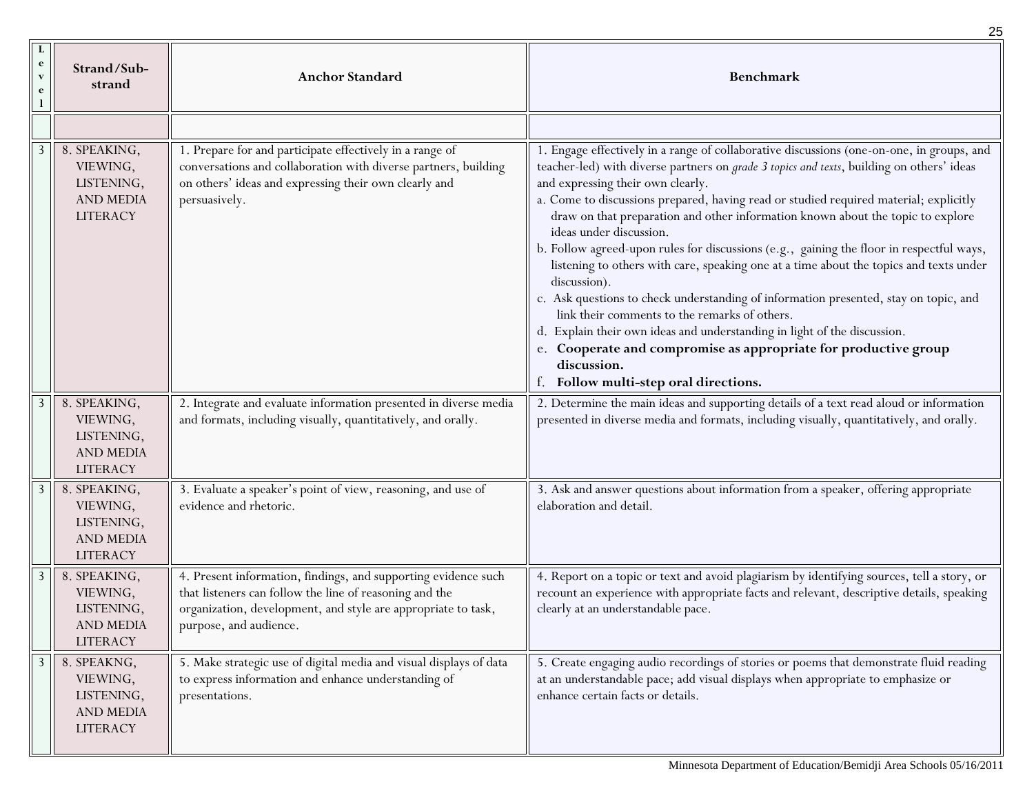| Level | Strand/Sub-strand | Anchor Standard | Benchmark |
|---|---|---|---|
| | | | |
| 3 | 8. SPEAKING, VIEWING, LISTENING, AND MEDIA LITERACY | 1. Prepare for and participate effectively in a range of conversations and collaboration with diverse partners, building on others' ideas and expressing their own clearly and persuasively. | 1. Engage effectively in a range of collaborative discussions (one-on-one, in groups, and teacher-led) with diverse partners on *grade 3 topics and texts*, building on others' ideas and expressing their own clearly.<br>a. Come to discussions prepared, having read or studied required material; explicitly draw on that preparation and other information known about the topic to explore ideas under discussion.<br>b. Follow agreed-upon rules for discussions (e.g., gaining the floor in respectful ways, listening to others with care, speaking one at a time about the topics and texts under discussion).<br>c. Ask questions to check understanding of information presented, stay on topic, and link their comments to the remarks of others.<br>d. Explain their own ideas and understanding in light of the discussion.<br>e. **Cooperate and compromise as appropriate for productive group discussion.**<br>f. **Follow multi-step oral directions.** |
| 3 | 8. SPEAKING, VIEWING, LISTENING, AND MEDIA LITERACY | 2. Integrate and evaluate information presented in diverse media and formats, including visually, quantitatively, and orally. | 2. Determine the main ideas and supporting details of a text read aloud or information presented in diverse media and formats, including visually, quantitatively, and orally. |
| 3 | 8. SPEAKING, VIEWING, LISTENING, AND MEDIA LITERACY | 3. Evaluate a speaker's point of view, reasoning, and use of evidence and rhetoric. | 3. Ask and answer questions about information from a speaker, offering appropriate elaboration and detail. |
| 3 | 8. SPEAKING, VIEWING, LISTENING, AND MEDIA LITERACY | 4. Present information, findings, and supporting evidence such that listeners can follow the line of reasoning and the organization, development, and style are appropriate to task, purpose, and audience. | 4. Report on a topic or text and avoid plagiarism by identifying sources, tell a story, or recount an experience with appropriate facts and relevant, descriptive details, speaking clearly at an understandable pace. |
| 3 | 8. SPEAKNG, VIEWING, LISTENING, AND MEDIA LITERACY | 5. Make strategic use of digital media and visual displays of data to express information and enhance understanding of presentations. | 5. Create engaging audio recordings of stories or poems that demonstrate fluid reading at an understandable pace; add visual displays when appropriate to emphasize or enhance certain facts or details. |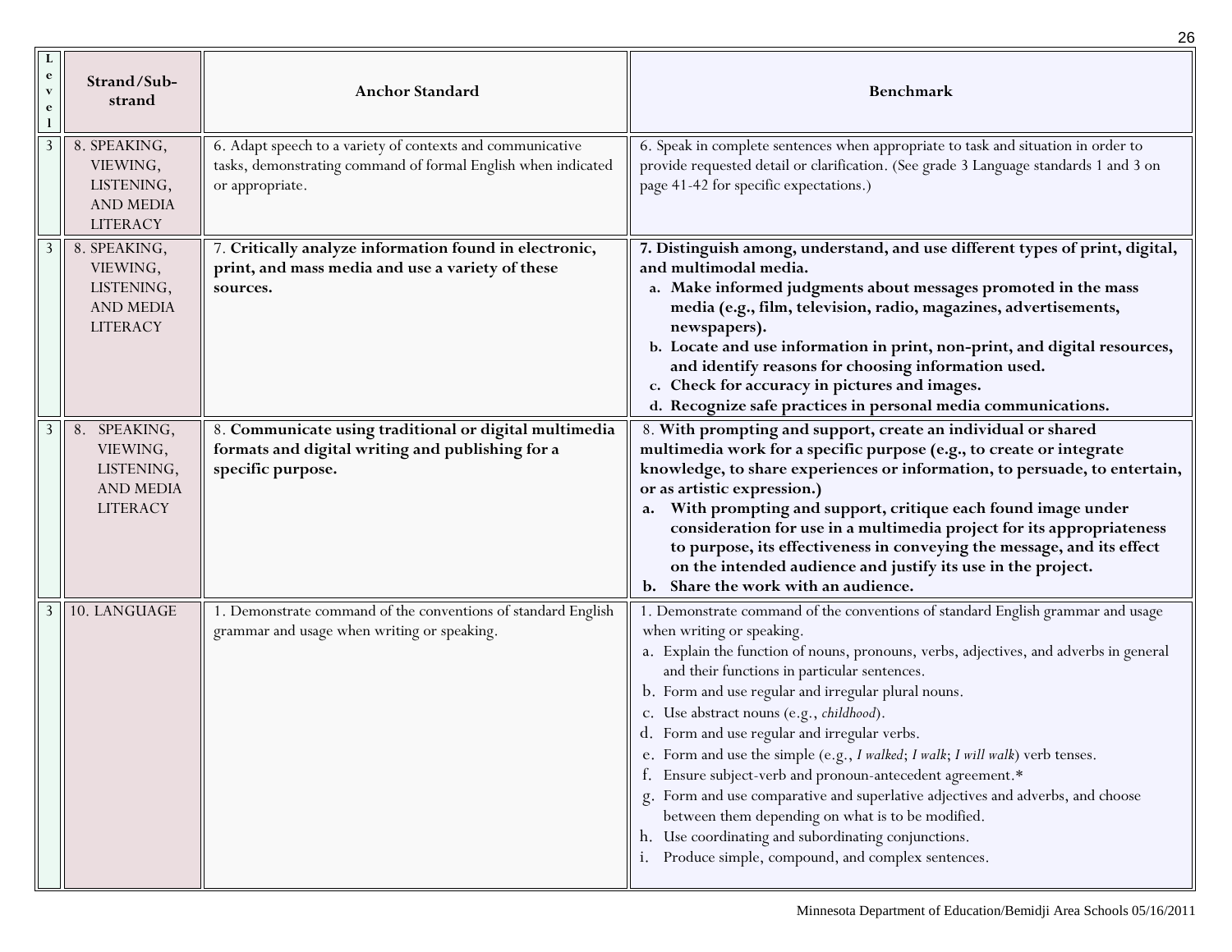| Level | Strand/Sub-strand | Anchor Standard | Benchmark |
|---|---|---|---|
| 3 | 8. SPEAKING, VIEWING, LISTENING, AND MEDIA LITERACY | 6. Adapt speech to a variety of contexts and communicative tasks, demonstrating command of formal English when indicated or appropriate. | 6. Speak in complete sentences when appropriate to task and situation in order to provide requested detail or clarification. (See grade 3 Language standards 1 and 3 on page 41-42 for specific expectations.) |
| 3 | 8. SPEAKING, VIEWING, LISTENING, AND MEDIA LITERACY | 7. **Critically analyze information found in electronic, print, and mass media and use a variety of these sources.** | **7. Distinguish among, understand, and use different types of print, digital, and multimodal media.**<br>**a. Make informed judgments about messages promoted in the mass media (e.g., film, television, radio, magazines, advertisements, newspapers).**<br>**b. Locate and use information in print, non-print, and digital resources, and identify reasons for choosing information used.**<br>**c. Check for accuracy in pictures and images.**<br>**d. Recognize safe practices in personal media communications.** |
| 3 | 8. SPEAKING, VIEWING, LISTENING, AND MEDIA LITERACY | 8. **Communicate using traditional or digital multimedia formats and digital writing and publishing for a specific purpose.** | 8. **With prompting and support, create an individual or shared multimedia work for a specific purpose (e.g., to create or integrate knowledge, to share experiences or information, to persuade, to entertain, or as artistic expression.)**<br>**a. With prompting and support, critique each found image under consideration for use in a multimedia project for its appropriateness to purpose, its effectiveness in conveying the message, and its effect on the intended audience and justify its use in the project.**<br>**b. Share the work with an audience.** |
| 3 | 10. LANGUAGE | 1. Demonstrate command of the conventions of standard English grammar and usage when writing or speaking. | 1. Demonstrate command of the conventions of standard English grammar and usage when writing or speaking.<br>a. Explain the function of nouns, pronouns, verbs, adjectives, and adverbs in general and their functions in particular sentences.<br>b. Form and use regular and irregular plural nouns.<br>c. Use abstract nouns (e.g., *childhood*).<br>d. Form and use regular and irregular verbs.<br>e. Form and use the simple (e.g., *I walked*; *I walk*; *I will walk*) verb tenses.<br>f. Ensure subject-verb and pronoun-antecedent agreement.*<br>g. Form and use comparative and superlative adjectives and adverbs, and choose between them depending on what is to be modified.<br>h. Use coordinating and subordinating conjunctions.<br>i. Produce simple, compound, and complex sentences. |

Minnesota Department of Education/Bemidji Area Schools 05/16/2011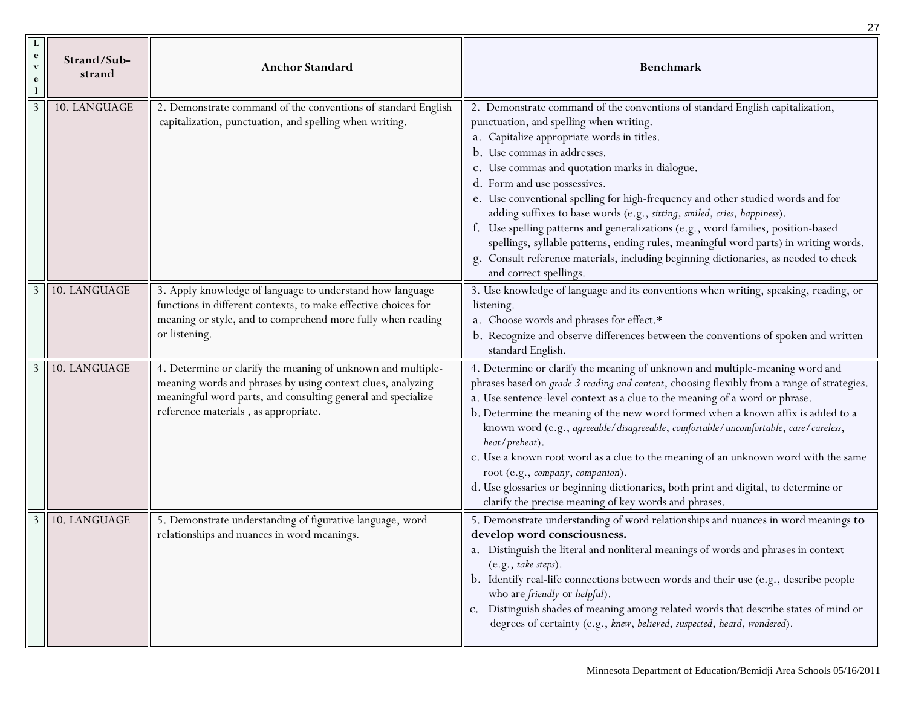| Level | Strand/Sub-strand | Anchor Standard | Benchmark |
|---|---|---|---|
| 3 | 10. LANGUAGE | 2. Demonstrate command of the conventions of standard English capitalization, punctuation, and spelling when writing. | 2. Demonstrate command of the conventions of standard English capitalization, punctuation, and spelling when writing.<br>a. Capitalize appropriate words in titles.<br>b. Use commas in addresses.<br>c. Use commas and quotation marks in dialogue.<br>d. Form and use possessives.<br>e. Use conventional spelling for high-frequency and other studied words and for adding suffixes to base words (e.g., *sitting*, *smiled*, *cries*, *happiness*).<br>f. Use spelling patterns and generalizations (e.g., word families, position-based spellings, syllable patterns, ending rules, meaningful word parts) in writing words.<br>g. Consult reference materials, including beginning dictionaries, as needed to check and correct spellings. |
| 3 | 10. LANGUAGE | 3. Apply knowledge of language to understand how language functions in different contexts, to make effective choices for meaning or style, and to comprehend more fully when reading or listening. | 3. Use knowledge of language and its conventions when writing, speaking, reading, or listening.<br>a. Choose words and phrases for effect.*<br>b. Recognize and observe differences between the conventions of spoken and written standard English. |
| 3 | 10. LANGUAGE | 4. Determine or clarify the meaning of unknown and multiple-meaning words and phrases by using context clues, analyzing meaningful word parts, and consulting general and specialize reference materials , as appropriate. | 4. Determine or clarify the meaning of unknown and multiple-meaning word and phrases based on *grade 3 reading and content*, choosing flexibly from a range of strategies.<br>a. Use sentence-level context as a clue to the meaning of a word or phrase.<br>b. Determine the meaning of the new word formed when a known affix is added to a known word (e.g., *agreeable/disagreeable*, *comfortable/uncomfortable*, *care/careless*, *heat/preheat*).<br>c. Use a known root word as a clue to the meaning of an unknown word with the same root (e.g., *company*, *companion*).<br>d. Use glossaries or beginning dictionaries, both print and digital, to determine or clarify the precise meaning of key words and phrases. |
| 3 | 10. LANGUAGE | 5. Demonstrate understanding of figurative language, word relationships and nuances in word meanings. | 5. Demonstrate understanding of word relationships and nuances in word meanings **to develop word consciousness.**<br>a. Distinguish the literal and nonliteral meanings of words and phrases in context (e.g., *take steps*).<br>b. Identify real-life connections between words and their use (e.g., describe people who are *friendly* or *helpful*).<br>c. Distinguish shades of meaning among related words that describe states of mind or degrees of certainty (e.g., *knew*, *believed*, *suspected*, *heard*, *wondered*). |

Minnesota Department of Education/Bemidji Area Schools 05/16/2011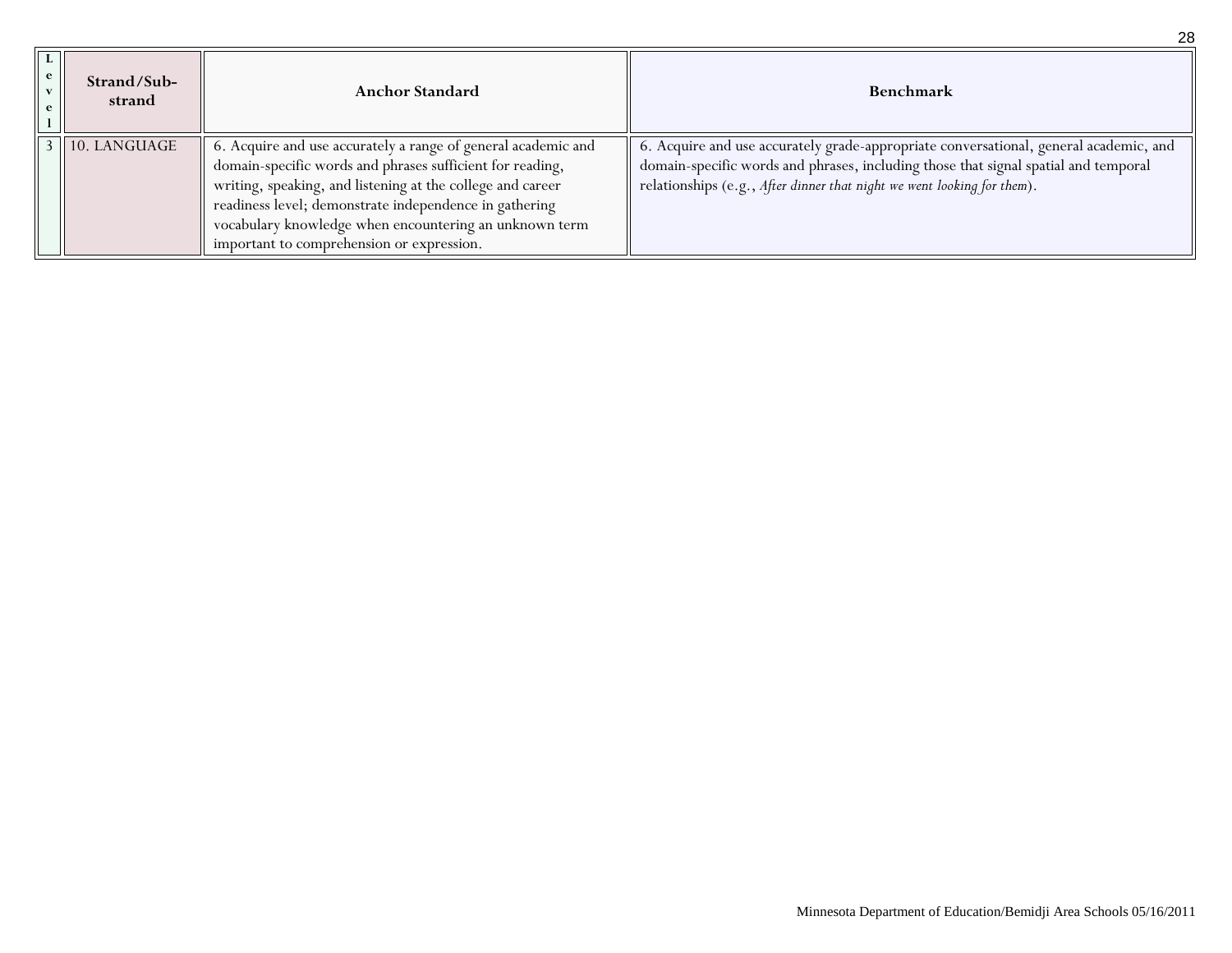| Level | Strand/Sub-strand | Anchor Standard | Benchmark |
|---|---|---|---|
| 3 | 10. LANGUAGE | 6. Acquire and use accurately a range of general academic and domain-specific words and phrases sufficient for reading, writing, speaking, and listening at the college and career readiness level; demonstrate independence in gathering vocabulary knowledge when encountering an unknown term important to comprehension or expression. | 6. Acquire and use accurately grade-appropriate conversational, general academic, and domain-specific words and phrases, including those that signal spatial and temporal relationships (e.g., *After dinner that night we went looking for them*). |

Minnesota Department of Education/Bemidji Area Schools 05/16/2011